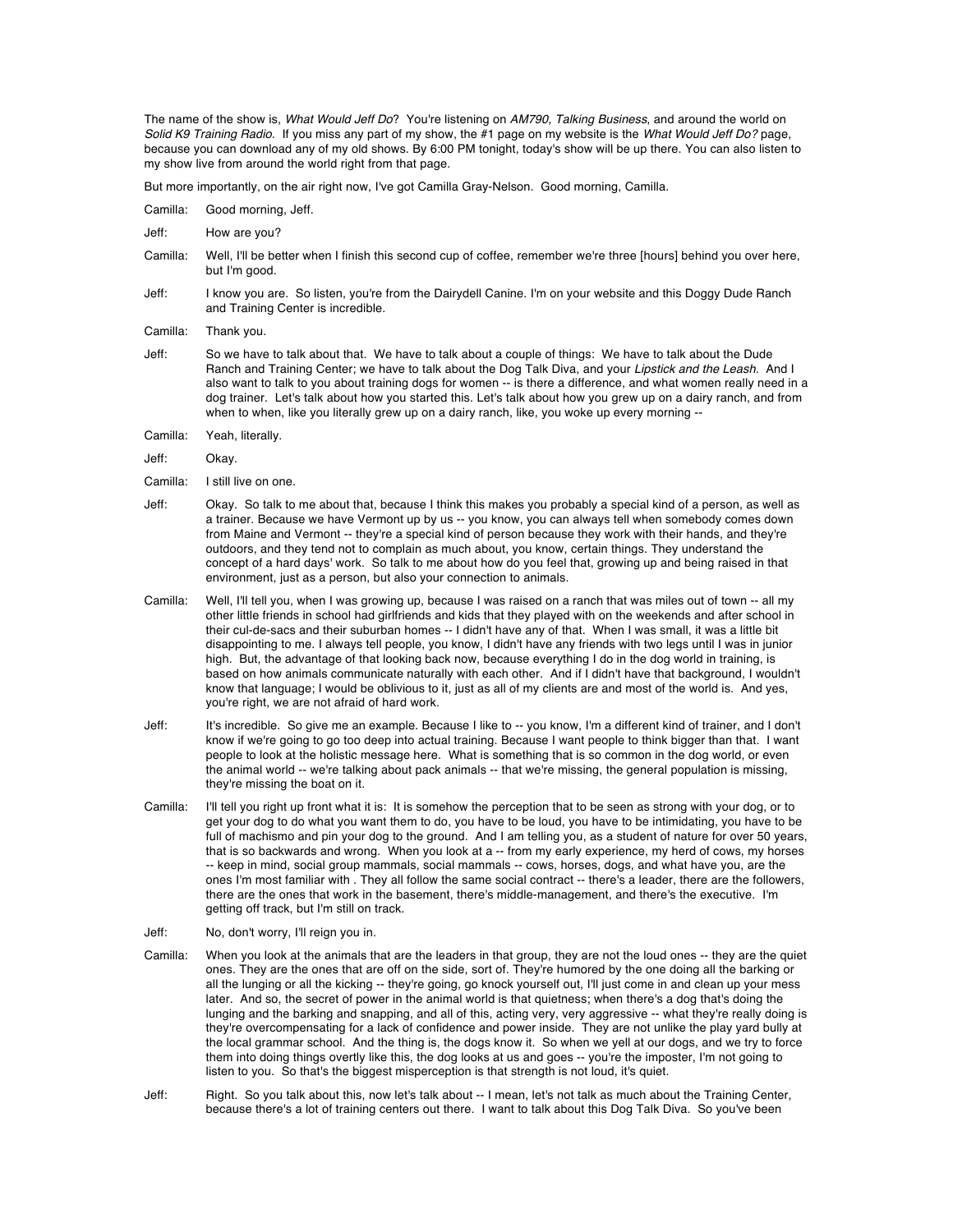The name of the show is, *What Would Jeff Do*? You're listening on *AM790, Talking Business*, and around the world on *Solid K9 Training Radio*. If you miss any part of my show, the #1 page on my website is the *What Would Jeff Do?* page, because you can download any of my old shows. By 6:00 PM tonight, today's show will be up there. You can also listen to my show live from around the world right from that page.

But more importantly, on the air right now, I've got Camilla Gray-Nelson. Good morning, Camilla.

Camilla: Good morning, Jeff.

Jeff: How are you?

Camilla: Well, I'll be better when I finish this second cup of coffee, remember we're three [hours] behind you over here, but I'm good.

Jeff: I know you are. So listen, you're from the Dairydell Canine. I'm on your website and this Doggy Dude Ranch and Training Center is incredible.

Camilla: Thank you.

Jeff: So we have to talk about that. We have to talk about a couple of things: We have to talk about the Dude Ranch and Training Center; we have to talk about the Dog Talk Diva, and your *Lipstick and the Leash*. And I also want to talk to you about training dogs for women -- is there a difference, and what women really need in a dog trainer. Let's talk about how you started this. Let's talk about how you grew up on a dairy ranch, and from when to when, like you literally grew up on a dairy ranch, like, you woke up every morning --

Camilla: Yeah, literally.

Jeff: Okay.

Camilla: I still live on one.

Jeff: Okay. So talk to me about that, because I think this makes you probably a special kind of a person, as well as a trainer. Because we have Vermont up by us -- you know, you can always tell when somebody comes down from Maine and Vermont -- they're a special kind of person because they work with their hands, and they're outdoors, and they tend not to complain as much about, you know, certain things. They understand the concept of a hard days' work. So talk to me about how do you feel that, growing up and being raised in that environment, just as a person, but also your connection to animals.

Camilla: Well, I'll tell you, when I was growing up, because I was raised on a ranch that was miles out of town -- all my other little friends in school had girlfriends and kids that they played with on the weekends and after school in their cul-de-sacs and their suburban homes -- I didn't have any of that. When I was small, it was a little bit disappointing to me. I always tell people, you know, I didn't have any friends with two legs until I was in junior high. But, the advantage of that looking back now, because everything I do in the dog world in training, is based on how animals communicate naturally with each other. And if I didn't have that background, I wouldn't know that language; I would be oblivious to it, just as all of my clients are and most of the world is. And yes, you're right, we are not afraid of hard work.

Jeff: It's incredible. So give me an example. Because I like to -- you know, I'm a different kind of trainer, and I don't know if we're going to go too deep into actual training. Because I want people to think bigger than that. I want people to look at the holistic message here. What is something that is so common in the dog world, or even the animal world -- we're talking about pack animals -- that we're missing, the general population is missing, they're missing the boat on it.

Camilla: I'll tell you right up front what it is: It is somehow the perception that to be seen as strong with your dog, or to get your dog to do what you want them to do, you have to be loud, you have to be intimidating, you have to be full of machismo and pin your dog to the ground. And I am telling you, as a student of nature for over 50 years, that is so backwards and wrong. When you look at a -- from my early experience, my herd of cows, my horses -- keep in mind, social group mammals, social mammals -- cows, horses, dogs, and what have you, are the ones I'm most familiar with . They all follow the same social contract -- there's a leader, there are the followers, there are the ones that work in the basement, there's middle-management, and there's the executive. I'm getting off track, but I'm still on track.

Jeff: No, don't worry, I'll reign you in.

Camilla: When you look at the animals that are the leaders in that group, they are not the loud ones -- they are the quiet ones. They are the ones that are off on the side, sort of. They're humored by the one doing all the barking or all the lunging or all the kicking -- they're going, go knock yourself out, I'll just come in and clean up your mess later. And so, the secret of power in the animal world is that quietness; when there's a dog that's doing the lunging and the barking and snapping, and all of this, acting very, very aggressive -- what they're really doing is they're overcompensating for a lack of confidence and power inside. They are not unlike the play yard bully at the local grammar school. And the thing is, the dogs know it. So when we yell at our dogs, and we try to force them into doing things overtly like this, the dog looks at us and goes -- you're the imposter, I'm not going to listen to you. So that's the biggest misperception is that strength is not loud, it's quiet.

Jeff: Right. So you talk about this, now let's talk about -- I mean, let's not talk as much about the Training Center, because there's a lot of training centers out there. I want to talk about this Dog Talk Diva. So you've been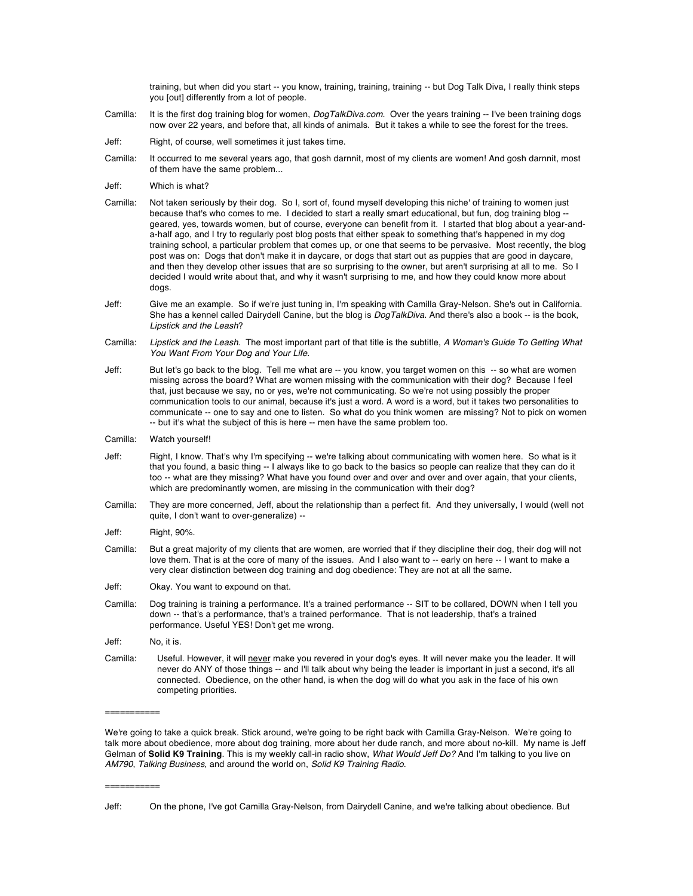training, but when did you start -- you know, training, training, training -- but Dog Talk Diva, I really think steps you [out] differently from a lot of people.

Camilla: It is the first dog training blog for women, *DogTalkDiva.com*. Over the years training -- I've been training dogs now over 22 years, and before that, all kinds of animals. But it takes a while to see the forest for the trees.

Jeff: Right, of course, well sometimes it just takes time.

Camilla: It occurred to me several years ago, that gosh darnnit, most of my clients are women! And gosh darnnit, most of them have the same problem...

Jeff: Which is what?

Camilla: Not taken seriously by their dog. So I, sort of, found myself developing this niche' of training to women just because that's who comes to me. I decided to start a really smart educational, but fun, dog training blog -- geared, yes, towards women, but of course, everyone can benefit from it. I started that blog about a year-and-a-half ago, and I try to regularly post blog posts that either speak to something that's happened in my dog training school, a particular problem that comes up, or one that seems to be pervasive. Most recently, the blog post was on: Dogs that don't make it in daycare, or dogs that start out as puppies that are good in daycare, and then they develop other issues that are so surprising to the owner, but aren't surprising at all to me. So I decided I would write about that, and why it wasn't surprising to me, and how they could know more about dogs.

Jeff: Give me an example. So if we're just tuning in, I'm speaking with Camilla Gray-Nelson. She's out in California. She has a kennel called Dairydell Canine, but the blog is *DogTalkDiva*. And there's also a book -- is the book, *Lipstick and the Leash*?

Camilla: *Lipstick and the Leash*. The most important part of that title is the subtitle, *A Woman's Guide To Getting What You Want From Your Dog and Your Life*.

Jeff: But let's go back to the blog. Tell me what are -- you know, you target women on this -- so what are women missing across the board? What are women missing with the communication with their dog? Because I feel that, just because we say, no or yes, we're not communicating. So we're not using possibly the proper communication tools to our animal, because it's just a word. A word is a word, but it takes two personalities to communicate -- one to say and one to listen. So what do you think women are missing? Not to pick on women -- but it's what the subject of this is here -- men have the same problem too.

Camilla: Watch yourself!

Jeff: Right, I know. That's why I'm specifying -- we're talking about communicating with women here. So what is it that you found, a basic thing -- I always like to go back to the basics so people can realize that they can do it too -- what are they missing? What have you found over and over and over and over again, that your clients, which are predominantly women, are missing in the communication with their dog?

Camilla: They are more concerned, Jeff, about the relationship than a perfect fit. And they universally, I would (well not quite, I don't want to over-generalize) --

Jeff: Right, 90%.

Camilla: But a great majority of my clients that are women, are worried that if they discipline their dog, their dog will not love them. That is at the core of many of the issues. And I also want to -- early on here -- I want to make a very clear distinction between dog training and dog obedience: They are not at all the same.

Jeff: Okay. You want to expound on that.

Camilla: Dog training is training a performance. It's a trained performance -- SIT to be collared, DOWN when I tell you down -- that's a performance, that's a trained performance. That is not leadership, that's a trained performance. Useful YES! Don't get me wrong.

Jeff: No, it is.

Camilla: Useful. However, it will <u>never</u> make you revered in your dog's eyes. It will never make you the leader. It will never do ANY of those things -- and I'll talk about why being the leader is important in just a second, it's all connected. Obedience, on the other hand, is when the dog will do what you ask in the face of his own competing priorities.

===========

We're going to take a quick break. Stick around, we're going to be right back with Camilla Gray-Nelson. We're going to talk more about obedience, more about dog training, more about her dude ranch, and more about no-kill. My name is Jeff Gelman of **Solid K9 Training**. This is my weekly call-in radio show, *What Would Jeff Do?* And I'm talking to you live on *AM790*, *Talking Business*, and around the world on, *Solid K9 Training Radio*.

===========

Jeff: On the phone, I've got Camilla Gray-Nelson, from Dairydell Canine, and we're talking about obedience. But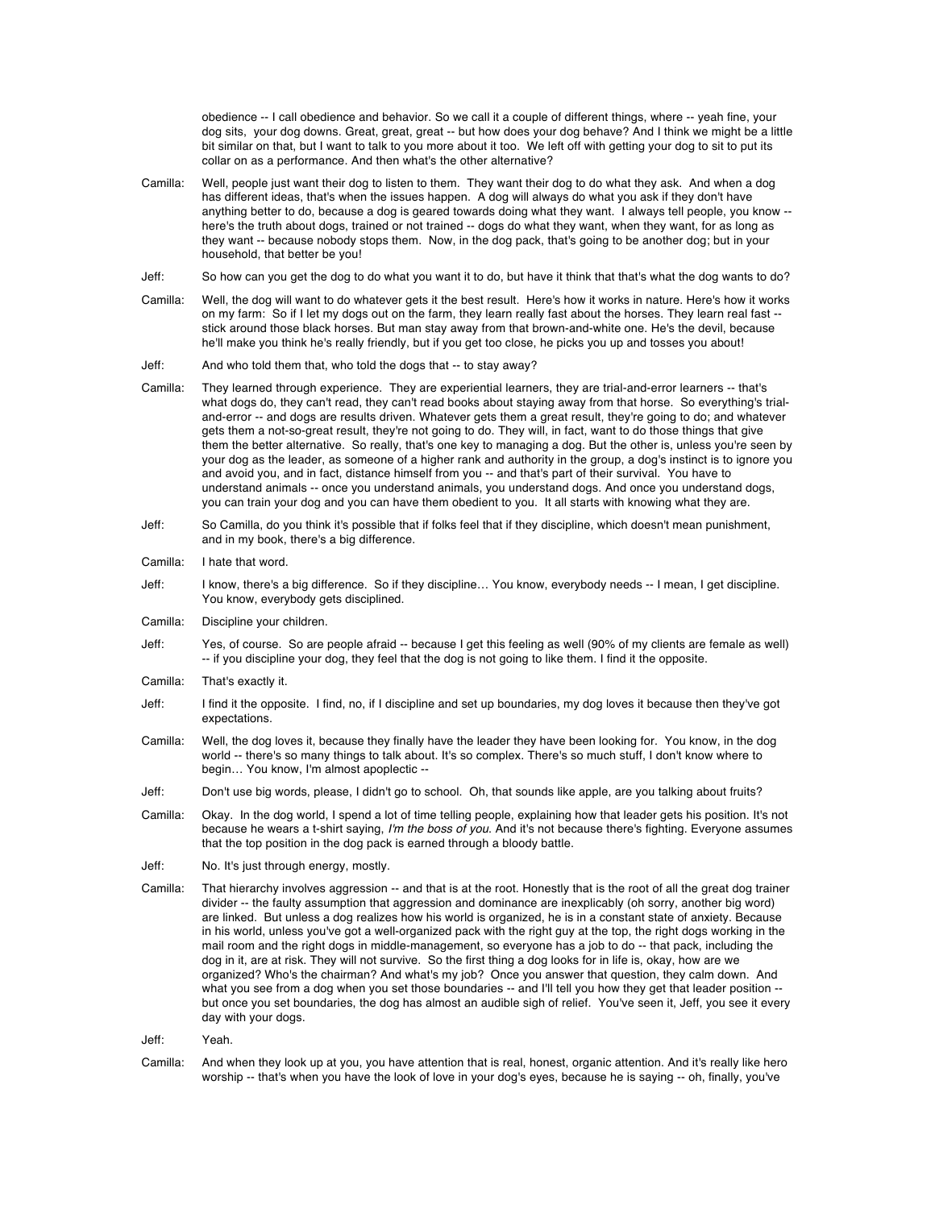obedience -- I call obedience and behavior. So we call it a couple of different things, where -- yeah fine, your dog sits, your dog downs. Great, great, great -- but how does your dog behave? And I think we might be a little bit similar on that, but I want to talk to you more about it too. We left off with getting your dog to sit to put its collar on as a performance. And then what's the other alternative?

Camilla: Well, people just want their dog to listen to them. They want their dog to do what they ask. And when a dog has different ideas, that's when the issues happen. A dog will always do what you ask if they don't have anything better to do, because a dog is geared towards doing what they want. I always tell people, you know -- here's the truth about dogs, trained or not trained -- dogs do what they want, when they want, for as long as they want -- because nobody stops them. Now, in the dog pack, that's going to be another dog; but in your household, that better be you!

Jeff: So how can you get the dog to do what you want it to do, but have it think that that's what the dog wants to do?

Camilla: Well, the dog will want to do whatever gets it the best result. Here's how it works in nature. Here's how it works on my farm: So if I let my dogs out on the farm, they learn really fast about the horses. They learn real fast -- stick around those black horses. But man stay away from that brown-and-white one. He's the devil, because he'll make you think he's really friendly, but if you get too close, he picks you up and tosses you about!

Jeff: And who told them that, who told the dogs that -- to stay away?

Camilla: They learned through experience. They are experiential learners, they are trial-and-error learners -- that's what dogs do, they can't read, they can't read books about staying away from that horse. So everything's trial-and-error -- and dogs are results driven. Whatever gets them a great result, they're going to do; and whatever gets them a not-so-great result, they're not going to do. They will, in fact, want to do those things that give them the better alternative. So really, that's one key to managing a dog. But the other is, unless you're seen by your dog as the leader, as someone of a higher rank and authority in the group, a dog's instinct is to ignore you and avoid you, and in fact, distance himself from you -- and that's part of their survival. You have to understand animals -- once you understand animals, you understand dogs. And once you understand dogs, you can train your dog and you can have them obedient to you. It all starts with knowing what they are.

Jeff: So Camilla, do you think it's possible that if folks feel that if they discipline, which doesn't mean punishment, and in my book, there's a big difference.

Camilla: I hate that word.

Jeff: I know, there's a big difference. So if they discipline… You know, everybody needs -- I mean, I get discipline. You know, everybody gets disciplined.

Camilla: Discipline your children.

Jeff: Yes, of course. So are people afraid -- because I get this feeling as well (90% of my clients are female as well) -- if you discipline your dog, they feel that the dog is not going to like them. I find it the opposite.

Camilla: That's exactly it.

Jeff: I find it the opposite. I find, no, if I discipline and set up boundaries, my dog loves it because then they've got expectations.

Camilla: Well, the dog loves it, because they finally have the leader they have been looking for. You know, in the dog world -- there's so many things to talk about. It's so complex. There's so much stuff, I don't know where to begin… You know, I'm almost apoplectic --

Jeff: Don't use big words, please, I didn't go to school. Oh, that sounds like apple, are you talking about fruits?

Camilla: Okay. In the dog world, I spend a lot of time telling people, explaining how that leader gets his position. It's not because he wears a t-shirt saying, *I'm the boss of you.* And it's not because there's fighting. Everyone assumes that the top position in the dog pack is earned through a bloody battle.

Jeff: No. It's just through energy, mostly.

Camilla: That hierarchy involves aggression -- and that is at the root. Honestly that is the root of all the great dog trainer divider -- the faulty assumption that aggression and dominance are inexplicably (oh sorry, another big word) are linked. But unless a dog realizes how his world is organized, he is in a constant state of anxiety. Because in his world, unless you've got a well-organized pack with the right guy at the top, the right dogs working in the mail room and the right dogs in middle-management, so everyone has a job to do -- that pack, including the dog in it, are at risk. They will not survive. So the first thing a dog looks for in life is, okay, how are we organized? Who's the chairman? And what's my job? Once you answer that question, they calm down. And what you see from a dog when you set those boundaries -- and I'll tell you how they get that leader position -- but once you set boundaries, the dog has almost an audible sigh of relief. You've seen it, Jeff, you see it every day with your dogs.

Jeff: Yeah.

Camilla: And when they look up at you, you have attention that is real, honest, organic attention. And it's really like hero worship -- that's when you have the look of love in your dog's eyes, because he is saying -- oh, finally, you've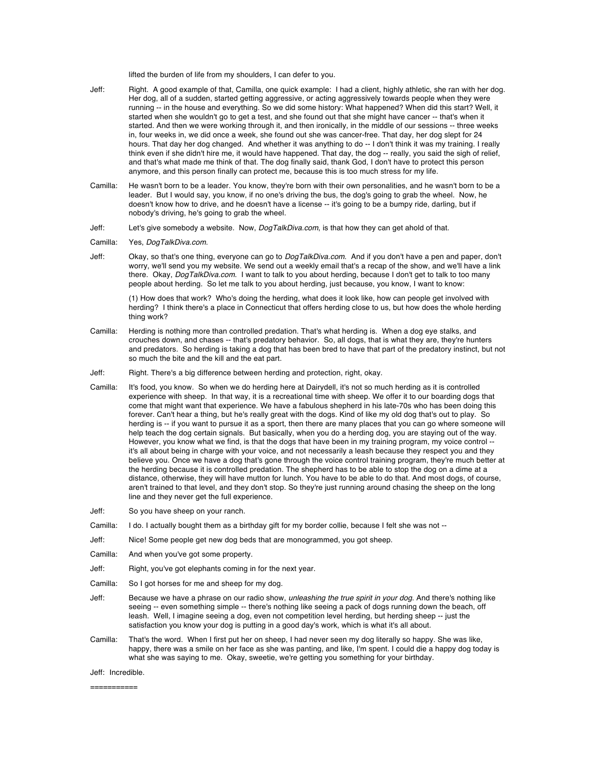lifted the burden of life from my shoulders, I can defer to you.

Jeff: Right. A good example of that, Camilla, one quick example: I had a client, highly athletic, she ran with her dog. Her dog, all of a sudden, started getting aggressive, or acting aggressively towards people when they were running -- in the house and everything. So we did some history: What happened? When did this start? Well, it started when she wouldn't go to get a test, and she found out that she might have cancer -- that's when it started. And then we were working through it, and then ironically, in the middle of our sessions -- three weeks in, four weeks in, we did once a week, she found out she was cancer-free. That day, her dog slept for 24 hours. That day her dog changed. And whether it was anything to do -- I don't think it was my training. I really think even if she didn't hire me, it would have happened. That day, the dog -- really, you said the sigh of relief, and that's what made me think of that. The dog finally said, thank God, I don't have to protect this person anymore, and this person finally can protect me, because this is too much stress for my life.

Camilla: He wasn't born to be a leader. You know, they're born with their own personalities, and he wasn't born to be a leader. But I would say, you know, if no one's driving the bus, the dog's going to grab the wheel. Now, he doesn't know how to drive, and he doesn't have a license -- it's going to be a bumpy ride, darling, but if nobody's driving, he's going to grab the wheel.

Jeff: Let's give somebody a website. Now, *DogTalkDiva.com*, is that how they can get ahold of that.

Camilla: Yes, *DogTalkDiva.com*.

Jeff: Okay, so that's one thing, everyone can go to *DogTalkDiva.com*. And if you don't have a pen and paper, don't worry, we'll send you my website. We send out a weekly email that's a recap of the show, and we'll have a link there. Okay, *DogTalkDiva.com*. I want to talk to you about herding, because I don't get to talk to too many people about herding. So let me talk to you about herding, just because, you know, I want to know:

(1) How does that work? Who's doing the herding, what does it look like, how can people get involved with herding? I think there's a place in Connecticut that offers herding close to us, but how does the whole herding thing work?

Camilla: Herding is nothing more than controlled predation. That's what herding is. When a dog eye stalks, and crouches down, and chases -- that's predatory behavior. So, all dogs, that is what they are, they're hunters and predators. So herding is taking a dog that has been bred to have that part of the predatory instinct, but not so much the bite and the kill and the eat part.

Jeff: Right. There's a big difference between herding and protection, right, okay.

Camilla: It's food, you know. So when we do herding here at Dairydell, it's not so much herding as it is controlled experience with sheep. In that way, it is a recreational time with sheep. We offer it to our boarding dogs that come that might want that experience. We have a fabulous shepherd in his late-70s who has been doing this forever. Can't hear a thing, but he's really great with the dogs. Kind of like my old dog that's out to play. So herding is -- if you want to pursue it as a sport, then there are many places that you can go where someone will help teach the dog certain signals. But basically, when you do a herding dog, you are staying out of the way. However, you know what we find, is that the dogs that have been in my training program, my voice control -- it's all about being in charge with your voice, and not necessarily a leash because they respect you and they believe you. Once we have a dog that's gone through the voice control training program, they're much better at the herding because it is controlled predation. The shepherd has to be able to stop the dog on a dime at a distance, otherwise, they will have mutton for lunch. You have to be able to do that. And most dogs, of course, aren't trained to that level, and they don't stop. So they're just running around chasing the sheep on the long line and they never get the full experience.

Jeff: So you have sheep on your ranch.

Camilla: I do. I actually bought them as a birthday gift for my border collie, because I felt she was not --

Jeff: Nice! Some people get new dog beds that are monogrammed, you got sheep.

Camilla: And when you've got some property.

Jeff: Right, you've got elephants coming in for the next year.

Camilla: So I got horses for me and sheep for my dog.

Jeff: Because we have a phrase on our radio show, *unleashing the true spirit in your dog*. And there's nothing like seeing -- even something simple -- there's nothing like seeing a pack of dogs running down the beach, off leash. Well, I imagine seeing a dog, even not competition level herding, but herding sheep -- just the satisfaction you know your dog is putting in a good day's work, which is what it's all about.

Camilla: That's the word. When I first put her on sheep, I had never seen my dog literally so happy. She was like, happy, there was a smile on her face as she was panting, and like, I'm spent. I could die a happy dog today is what she was saying to me. Okay, sweetie, we're getting you something for your birthday.

Jeff: Incredible.

===========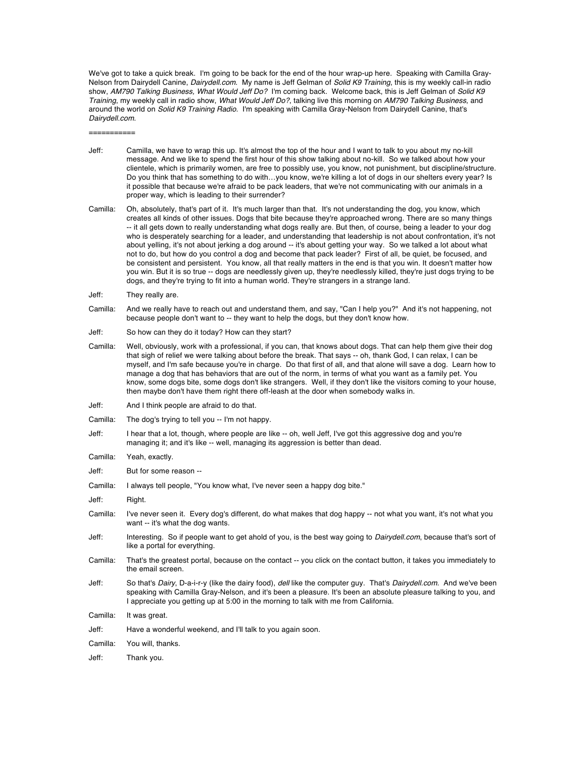We've got to take a quick break. I'm going to be back for the end of the hour wrap-up here. Speaking with Camilla Gray-Nelson from Dairydell Canine, *Dairydell.com*. My name is Jeff Gelman of *Solid K9 Training*, this is my weekly call-in radio show, *AM790 Talking Business, What Would Jeff Do?* I'm coming back. Welcome back, this is Jeff Gelman of *Solid K9 Training*, my weekly call in radio show, *What Would Jeff Do?*, talking live this morning on *AM790 Talking Business*, and around the world on *Solid K9 Training Radio*. I'm speaking with Camilla Gray-Nelson from Dairydell Canine, that's *Dairydell.com*.

===========

Jeff: Camilla, we have to wrap this up. It's almost the top of the hour and I want to talk to you about my no-kill message. And we like to spend the first hour of this show talking about no-kill. So we talked about how your clientele, which is primarily women, are free to possibly use, you know, not punishment, but discipline/structure. Do you think that has something to do with…you know, we're killing a lot of dogs in our shelters every year? Is it possible that because we're afraid to be pack leaders, that we're not communicating with our animals in a proper way, which is leading to their surrender?

Camilla: Oh, absolutely, that's part of it. It's much larger than that. It's not understanding the dog, you know, which creates all kinds of other issues. Dogs that bite because they're approached wrong. There are so many things -- it all gets down to really understanding what dogs really are. But then, of course, being a leader to your dog who is desperately searching for a leader, and understanding that leadership is not about confrontation, it's not about yelling, it's not about jerking a dog around -- it's about getting your way. So we talked a lot about what not to do, but how do you control a dog and become that pack leader? First of all, be quiet, be focused, and be consistent and persistent. You know, all that really matters in the end is that you win. It doesn't matter how you win. But it is so true -- dogs are needlessly given up, they're needlessly killed, they're just dogs trying to be dogs, and they're trying to fit into a human world. They're strangers in a strange land.

Jeff: They really are.

Camilla: And we really have to reach out and understand them, and say, "Can I help you?" And it's not happening, not because people don't want to -- they want to help the dogs, but they don't know how.

Jeff: So how can they do it today? How can they start?

Camilla: Well, obviously, work with a professional, if you can, that knows about dogs. That can help them give their dog that sigh of relief we were talking about before the break. That says -- oh, thank God, I can relax, I can be myself, and I'm safe because you're in charge. Do that first of all, and that alone will save a dog. Learn how to manage a dog that has behaviors that are out of the norm, in terms of what you want as a family pet. You know, some dogs bite, some dogs don't like strangers. Well, if they don't like the visitors coming to your house, then maybe don't have them right there off-leash at the door when somebody walks in.

Jeff: And I think people are afraid to do that.

Camilla: The dog's trying to tell you -- I'm not happy.

Jeff: I hear that a lot, though, where people are like -- oh, well Jeff, I've got this aggressive dog and you're managing it; and it's like -- well, managing its aggression is better than dead.

Camilla: Yeah, exactly.

Jeff: But for some reason --

Camilla: I always tell people, "You know what, I've never seen a happy dog bite."

Jeff: Right.

Camilla: I've never seen it. Every dog's different, do what makes that dog happy -- not what you want, it's not what you want -- it's what the dog wants.

Jeff: Interesting. So if people want to get ahold of you, is the best way going to *Dairydell.com*, because that's sort of like a portal for everything.

Camilla: That's the greatest portal, because on the contact -- you click on the contact button, it takes you immediately to the email screen.

Jeff: So that's *Dairy*, D-a-i-r-y (like the dairy food), *dell* like the computer guy. That's *Dairydell.com*. And we've been speaking with Camilla Gray-Nelson, and it's been a pleasure. It's been an absolute pleasure talking to you, and I appreciate you getting up at 5:00 in the morning to talk with me from California.

Camilla: It was great.

Jeff: Have a wonderful weekend, and I'll talk to you again soon.

Camilla: You will, thanks.

Jeff: Thank you.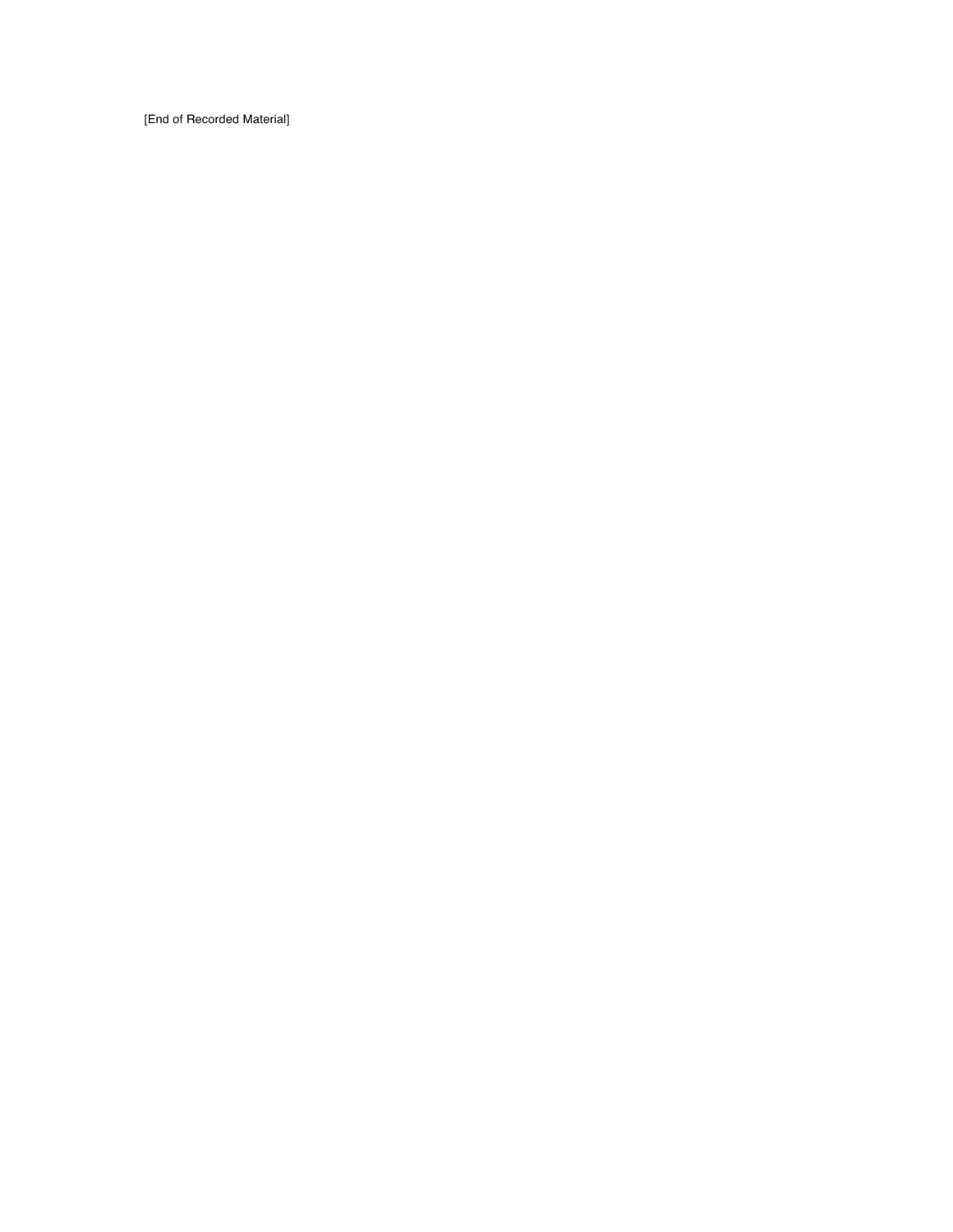[End of Recorded Material]